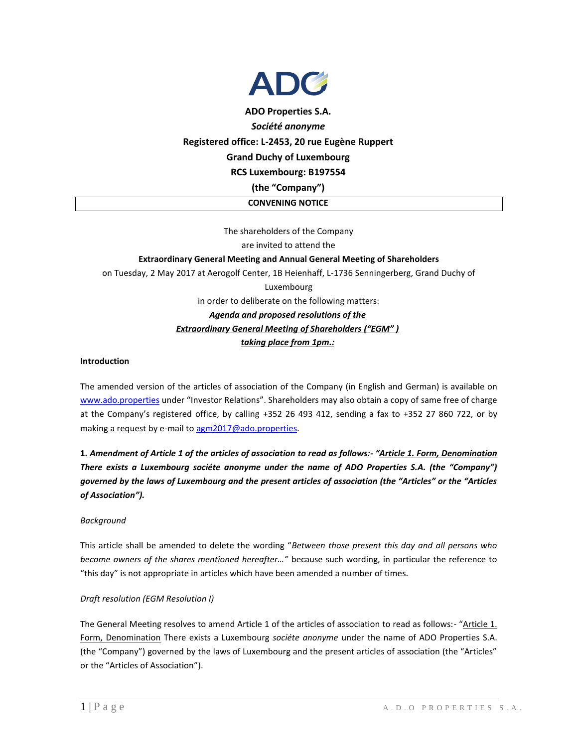ADO

**ADO Properties S.A.**

***Société anonyme***

**Registered office: L-2453, 20 rue Eugène Ruppert**

**Grand Duchy of Luxembourg**

**RCS Luxembourg: B197554**

**(the "Company")**

**CONVENING NOTICE**

The shareholders of the Company

are invited to attend the

**Extraordinary General Meeting and Annual General Meeting of Shareholders**

on Tuesday, 2 May 2017 at Aerogolf Center, 1B Heienhaff, L-1736 Senningerberg, Grand Duchy of Luxembourg

in order to deliberate on the following matters:

***Agenda and proposed resolutions of the***

***Extraordinary General Meeting of Shareholders ("EGM" )***

***taking place from 1pm.:***

**Introduction**

The amended version of the articles of association of the Company (in English and German) is available on www.ado.properties under "Investor Relations". Shareholders may also obtain a copy of same free of charge at the Company's registered office, by calling +352 26 493 412, sending a fax to +352 27 860 722, or by making a request by e-mail to agm2017@ado.properties.

**1. *Amendment of Article 1 of the articles of association to read as follows:- "Article 1. Form, Denomination There exists a Luxembourg sociéte anonyme under the name of ADO Properties S.A. (the "Company") governed by the laws of Luxembourg and the present articles of association (the "Articles" or the "Articles of Association").***

*Background*

This article shall be amended to delete the wording "*Between those present this day and all persons who become owners of the shares mentioned hereafter…"* because such wording, in particular the reference to "this day" is not appropriate in articles which have been amended a number of times.

*Draft resolution (EGM Resolution I)*

The General Meeting resolves to amend Article 1 of the articles of association to read as follows:- "Article 1. Form, Denomination There exists a Luxembourg *sociéte anonyme* under the name of ADO Properties S.A. (the "Company") governed by the laws of Luxembourg and the present articles of association (the "Articles" or the "Articles of Association").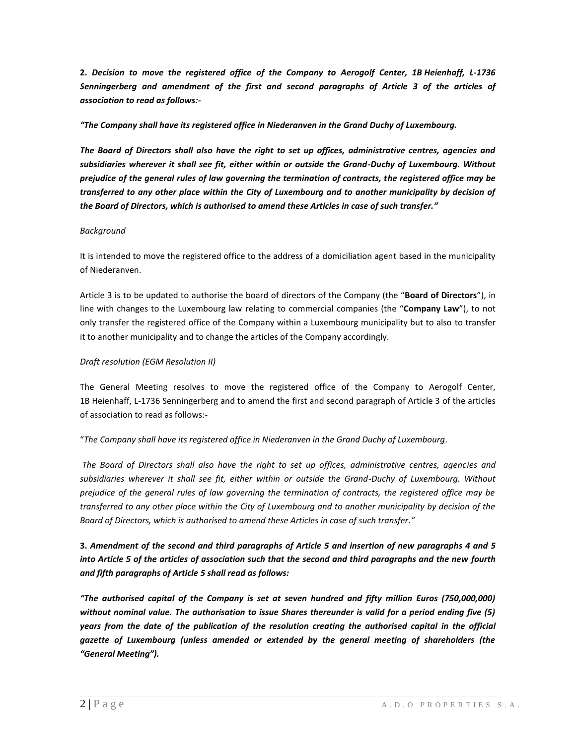**2.** ***Decision to move the registered office of the Company to Aerogolf Center, 1B Heienhaff, L-1736 Senningerberg and amendment of the first and second paragraphs of Article 3 of the articles of association to read as follows:-***

***"The Company shall have its registered office in Niederanven in the Grand Duchy of Luxembourg.***

***The Board of Directors shall also have the right to set up offices, administrative centres, agencies and subsidiaries wherever it shall see fit, either within or outside the Grand-Duchy of Luxembourg. Without prejudice of the general rules of law governing the termination of contracts, the registered office may be transferred to any other place within the City of Luxembourg and to another municipality by decision of the Board of Directors, which is authorised to amend these Articles in case of such transfer."***

*Background*

It is intended to move the registered office to the address of a domiciliation agent based in the municipality of Niederanven.

Article 3 is to be updated to authorise the board of directors of the Company (the "**Board of Directors**"), in line with changes to the Luxembourg law relating to commercial companies (the "**Company Law**"), to not only transfer the registered office of the Company within a Luxembourg municipality but to also to transfer it to another municipality and to change the articles of the Company accordingly.

*Draft resolution (EGM Resolution II)*

The General Meeting resolves to move the registered office of the Company to Aerogolf Center, 1B Heienhaff, L-1736 Senningerberg and to amend the first and second paragraph of Article 3 of the articles of association to read as follows:-

"*The Company shall have its registered office in Niederanven in the Grand Duchy of Luxembourg*.

*The Board of Directors shall also have the right to set up offices, administrative centres, agencies and subsidiaries wherever it shall see fit, either within or outside the Grand-Duchy of Luxembourg. Without prejudice of the general rules of law governing the termination of contracts, the registered office may be transferred to any other place within the City of Luxembourg and to another municipality by decision of the Board of Directors, which is authorised to amend these Articles in case of such transfer."*

**3.** ***Amendment of the second and third paragraphs of Article 5 and insertion of new paragraphs 4 and 5 into Article 5 of the articles of association such that the second and third paragraphs and the new fourth and fifth paragraphs of Article 5 shall read as follows:***

***"The authorised capital of the Company is set at seven hundred and fifty million Euros (750,000,000) without nominal value. The authorisation to issue Shares thereunder is valid for a period ending five (5) years from the date of the publication of the resolution creating the authorised capital in the official gazette of Luxembourg (unless amended or extended by the general meeting of shareholders (the "General Meeting").***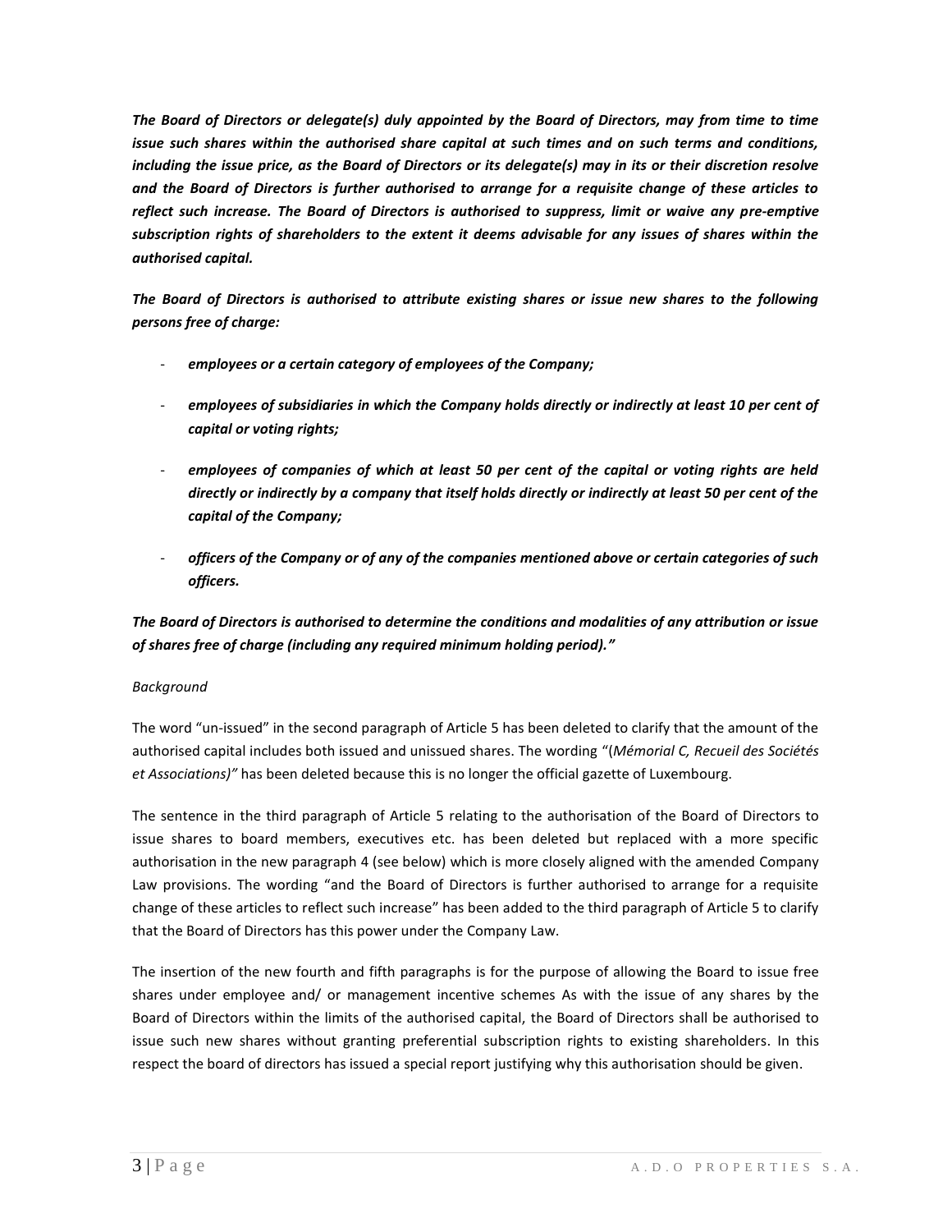***The Board of Directors or delegate(s) duly appointed by the Board of Directors, may from time to time issue such shares within the authorised share capital at such times and on such terms and conditions, including the issue price, as the Board of Directors or its delegate(s) may in its or their discretion resolve and the Board of Directors is further authorised to arrange for a requisite change of these articles to reflect such increase. The Board of Directors is authorised to suppress, limit or waive any pre-emptive subscription rights of shareholders to the extent it deems advisable for any issues of shares within the authorised capital.***

***The Board of Directors is authorised to attribute existing shares or issue new shares to the following persons free of charge:***

- ***employees or a certain category of employees of the Company;***
- ***employees of subsidiaries in which the Company holds directly or indirectly at least 10 per cent of capital or voting rights;***
- ***employees of companies of which at least 50 per cent of the capital or voting rights are held directly or indirectly by a company that itself holds directly or indirectly at least 50 per cent of the capital of the Company;***
- ***officers of the Company or of any of the companies mentioned above or certain categories of such officers.***

***The Board of Directors is authorised to determine the conditions and modalities of any attribution or issue of shares free of charge (including any required minimum holding period)."***

*Background*

The word "un-issued" in the second paragraph of Article 5 has been deleted to clarify that the amount of the authorised capital includes both issued and unissued shares. The wording "(*Mémorial C, Recueil des Sociétés et Associations)"* has been deleted because this is no longer the official gazette of Luxembourg.

The sentence in the third paragraph of Article 5 relating to the authorisation of the Board of Directors to issue shares to board members, executives etc. has been deleted but replaced with a more specific authorisation in the new paragraph 4 (see below) which is more closely aligned with the amended Company Law provisions. The wording "and the Board of Directors is further authorised to arrange for a requisite change of these articles to reflect such increase" has been added to the third paragraph of Article 5 to clarify that the Board of Directors has this power under the Company Law.

The insertion of the new fourth and fifth paragraphs is for the purpose of allowing the Board to issue free shares under employee and/ or management incentive schemes As with the issue of any shares by the Board of Directors within the limits of the authorised capital, the Board of Directors shall be authorised to issue such new shares without granting preferential subscription rights to existing shareholders. In this respect the board of directors has issued a special report justifying why this authorisation should be given.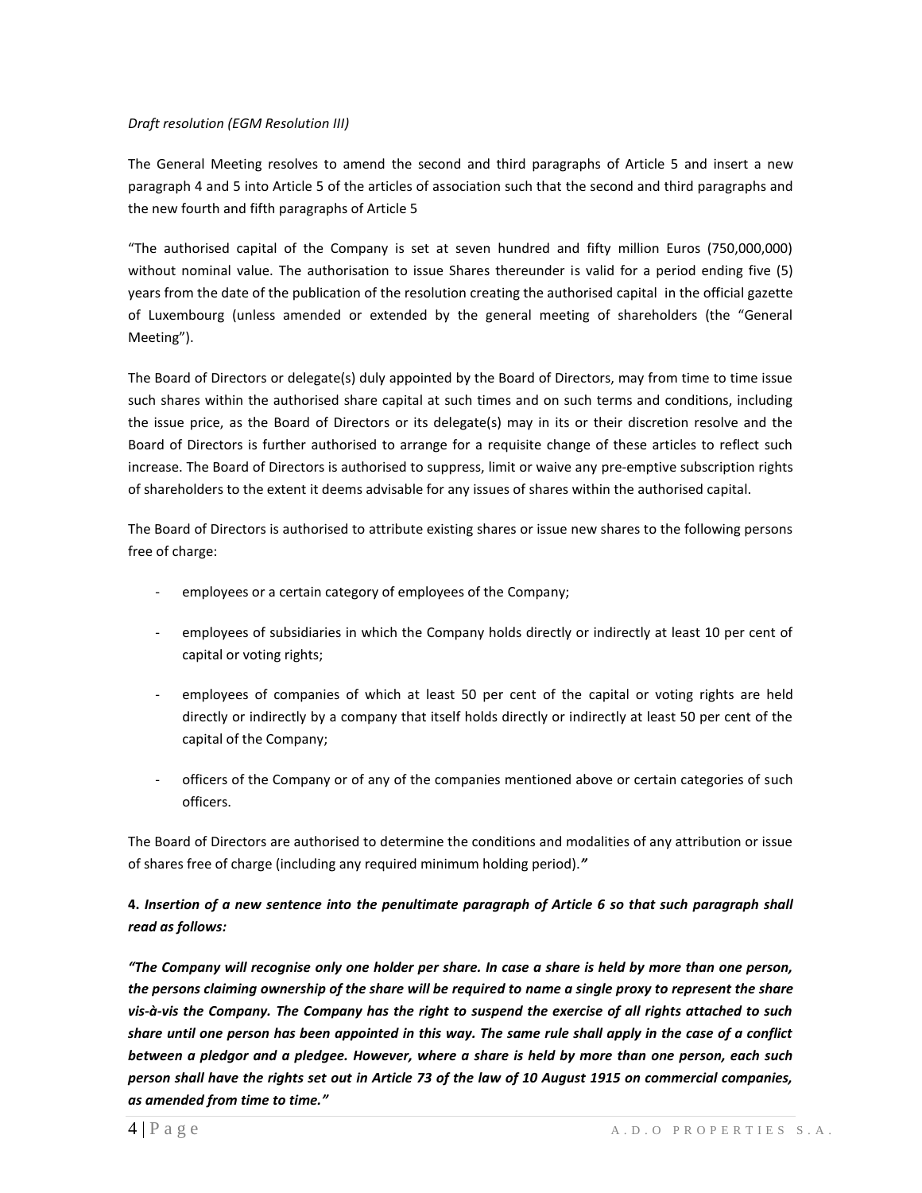*Draft resolution (EGM Resolution III)*

The General Meeting resolves to amend the second and third paragraphs of Article 5 and insert a new paragraph 4 and 5 into Article 5 of the articles of association such that the second and third paragraphs and the new fourth and fifth paragraphs of Article 5

"The authorised capital of the Company is set at seven hundred and fifty million Euros (750,000,000) without nominal value. The authorisation to issue Shares thereunder is valid for a period ending five (5) years from the date of the publication of the resolution creating the authorised capital in the official gazette of Luxembourg (unless amended or extended by the general meeting of shareholders (the "General Meeting").

The Board of Directors or delegate(s) duly appointed by the Board of Directors, may from time to time issue such shares within the authorised share capital at such times and on such terms and conditions, including the issue price, as the Board of Directors or its delegate(s) may in its or their discretion resolve and the Board of Directors is further authorised to arrange for a requisite change of these articles to reflect such increase. The Board of Directors is authorised to suppress, limit or waive any pre-emptive subscription rights of shareholders to the extent it deems advisable for any issues of shares within the authorised capital.

The Board of Directors is authorised to attribute existing shares or issue new shares to the following persons free of charge:

- employees or a certain category of employees of the Company;
- employees of subsidiaries in which the Company holds directly or indirectly at least 10 per cent of capital or voting rights;
- employees of companies of which at least 50 per cent of the capital or voting rights are held directly or indirectly by a company that itself holds directly or indirectly at least 50 per cent of the capital of the Company;
- officers of the Company or of any of the companies mentioned above or certain categories of such officers.

The Board of Directors are authorised to determine the conditions and modalities of any attribution or issue of shares free of charge (including any required minimum holding period).*"*

**4. *Insertion of a new sentence into the penultimate paragraph of Article 6 so that such paragraph shall read as follows:***

***"The Company will recognise only one holder per share. In case a share is held by more than one person, the persons claiming ownership of the share will be required to name a single proxy to represent the share vis-à-vis the Company. The Company has the right to suspend the exercise of all rights attached to such share until one person has been appointed in this way. The same rule shall apply in the case of a conflict between a pledgor and a pledgee. However, where a share is held by more than one person, each such person shall have the rights set out in Article 73 of the law of 10 August 1915 on commercial companies, as amended from time to time."***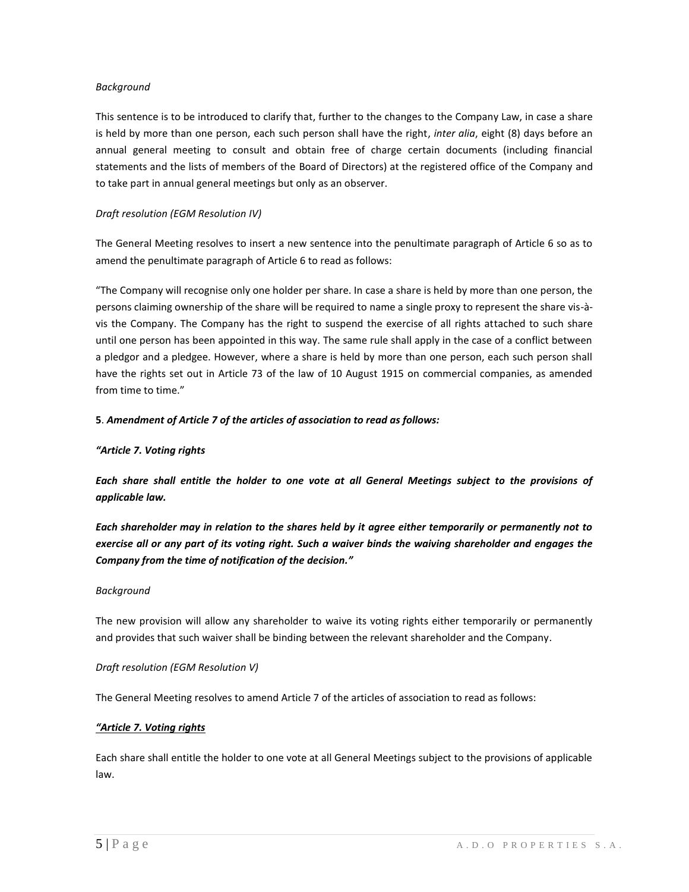*Background*

This sentence is to be introduced to clarify that, further to the changes to the Company Law, in case a share is held by more than one person, each such person shall have the right, *inter alia*, eight (8) days before an annual general meeting to consult and obtain free of charge certain documents (including financial statements and the lists of members of the Board of Directors) at the registered office of the Company and to take part in annual general meetings but only as an observer.

*Draft resolution (EGM Resolution IV)*

The General Meeting resolves to insert a new sentence into the penultimate paragraph of Article 6 so as to amend the penultimate paragraph of Article 6 to read as follows:

"The Company will recognise only one holder per share. In case a share is held by more than one person, the persons claiming ownership of the share will be required to name a single proxy to represent the share vis-à-vis the Company. The Company has the right to suspend the exercise of all rights attached to such share until one person has been appointed in this way. The same rule shall apply in the case of a conflict between a pledgor and a pledgee. However, where a share is held by more than one person, each such person shall have the rights set out in Article 73 of the law of 10 August 1915 on commercial companies, as amended from time to time."

**5**. ***Amendment of Article 7 of the articles of association to read as follows:***

***"Article 7. Voting rights***

***Each share shall entitle the holder to one vote at all General Meetings subject to the provisions of applicable law.***

***Each shareholder may in relation to the shares held by it agree either temporarily or permanently not to exercise all or any part of its voting right. Such a waiver binds the waiving shareholder and engages the Company from the time of notification of the decision."***

*Background*

The new provision will allow any shareholder to waive its voting rights either temporarily or permanently and provides that such waiver shall be binding between the relevant shareholder and the Company.

*Draft resolution (EGM Resolution V)*

The General Meeting resolves to amend Article 7 of the articles of association to read as follows:

*"Article 7. Voting rights*

Each share shall entitle the holder to one vote at all General Meetings subject to the provisions of applicable law.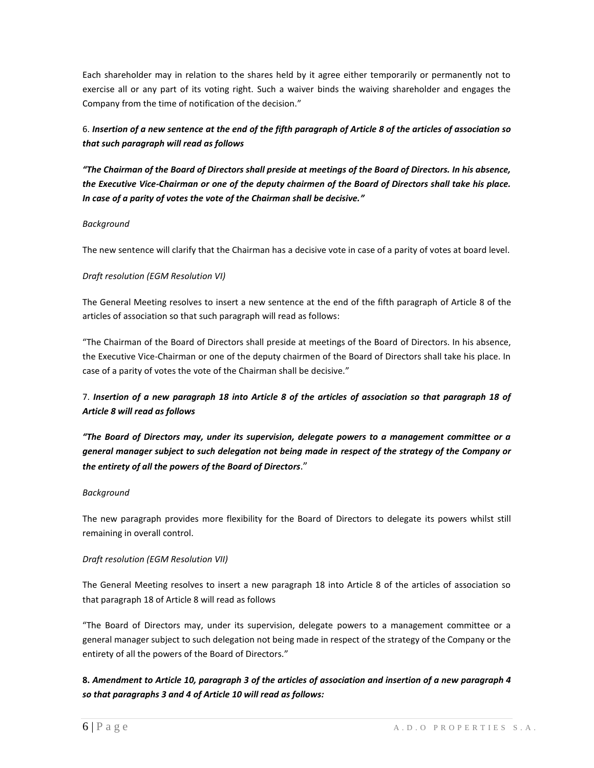Each shareholder may in relation to the shares held by it agree either temporarily or permanently not to exercise all or any part of its voting right. Such a waiver binds the waiving shareholder and engages the Company from the time of notification of the decision."

6. ***Insertion of a new sentence at the end of the fifth paragraph of Article 8 of the articles of association so that such paragraph will read as follows***

***"The Chairman of the Board of Directors shall preside at meetings of the Board of Directors. In his absence, the Executive Vice-Chairman or one of the deputy chairmen of the Board of Directors shall take his place. In case of a parity of votes the vote of the Chairman shall be decisive."***

*Background*

The new sentence will clarify that the Chairman has a decisive vote in case of a parity of votes at board level.

*Draft resolution (EGM Resolution VI)*

The General Meeting resolves to insert a new sentence at the end of the fifth paragraph of Article 8 of the articles of association so that such paragraph will read as follows:

"The Chairman of the Board of Directors shall preside at meetings of the Board of Directors. In his absence, the Executive Vice-Chairman or one of the deputy chairmen of the Board of Directors shall take his place. In case of a parity of votes the vote of the Chairman shall be decisive."

7. ***Insertion of a new paragraph 18 into Article 8 of the articles of association so that paragraph 18 of Article 8 will read as follows***

***"The Board of Directors may, under its supervision, delegate powers to a management committee or a general manager subject to such delegation not being made in respect of the strategy of the Company or the entirety of all the powers of the Board of Directors***."

*Background*

The new paragraph provides more flexibility for the Board of Directors to delegate its powers whilst still remaining in overall control.

*Draft resolution (EGM Resolution VII)*

The General Meeting resolves to insert a new paragraph 18 into Article 8 of the articles of association so that paragraph 18 of Article 8 will read as follows

"The Board of Directors may, under its supervision, delegate powers to a management committee or a general manager subject to such delegation not being made in respect of the strategy of the Company or the entirety of all the powers of the Board of Directors."

**8.** ***Amendment to Article 10, paragraph 3 of the articles of association and insertion of a new paragraph 4 so that paragraphs 3 and 4 of Article 10 will read as follows:***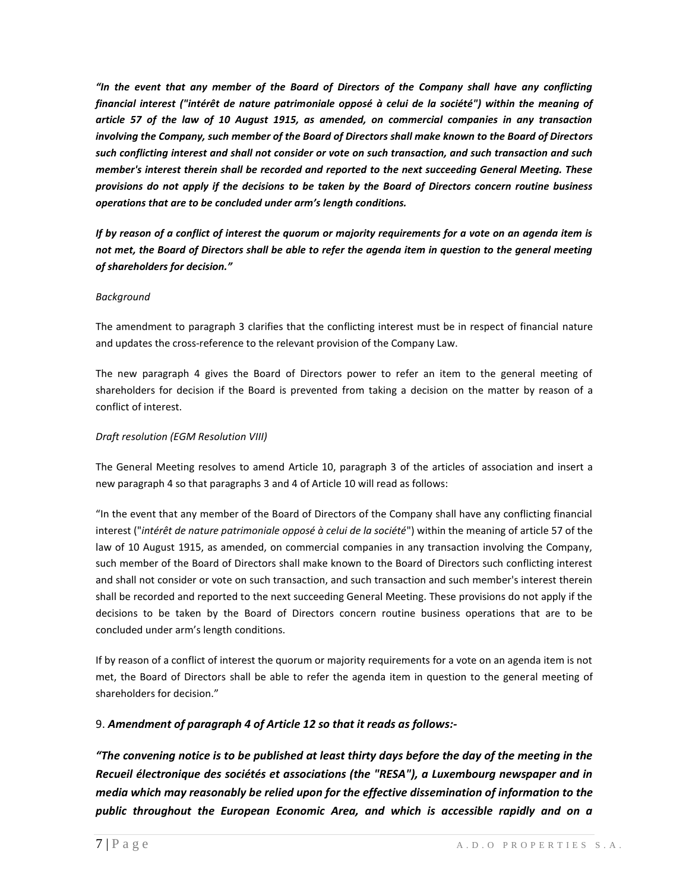***"In the event that any member of the Board of Directors of the Company shall have any conflicting financial interest ("intérêt de nature patrimoniale opposé à celui de la société") within the meaning of article 57 of the law of 10 August 1915, as amended, on commercial companies in any transaction involving the Company, such member of the Board of Directors shall make known to the Board of Directors such conflicting interest and shall not consider or vote on such transaction, and such transaction and such member's interest therein shall be recorded and reported to the next succeeding General Meeting. These provisions do not apply if the decisions to be taken by the Board of Directors concern routine business operations that are to be concluded under arm's length conditions.***

***If by reason of a conflict of interest the quorum or majority requirements for a vote on an agenda item is not met, the Board of Directors shall be able to refer the agenda item in question to the general meeting of shareholders for decision."***

*Background*

The amendment to paragraph 3 clarifies that the conflicting interest must be in respect of financial nature and updates the cross-reference to the relevant provision of the Company Law.

The new paragraph 4 gives the Board of Directors power to refer an item to the general meeting of shareholders for decision if the Board is prevented from taking a decision on the matter by reason of a conflict of interest.

*Draft resolution (EGM Resolution VIII)*

The General Meeting resolves to amend Article 10, paragraph 3 of the articles of association and insert a new paragraph 4 so that paragraphs 3 and 4 of Article 10 will read as follows:

"In the event that any member of the Board of Directors of the Company shall have any conflicting financial interest ("*intérêt de nature patrimoniale opposé à celui de la société*") within the meaning of article 57 of the law of 10 August 1915, as amended, on commercial companies in any transaction involving the Company, such member of the Board of Directors shall make known to the Board of Directors such conflicting interest and shall not consider or vote on such transaction, and such transaction and such member's interest therein shall be recorded and reported to the next succeeding General Meeting. These provisions do not apply if the decisions to be taken by the Board of Directors concern routine business operations that are to be concluded under arm's length conditions.

If by reason of a conflict of interest the quorum or majority requirements for a vote on an agenda item is not met, the Board of Directors shall be able to refer the agenda item in question to the general meeting of shareholders for decision."

9. ***Amendment of paragraph 4 of Article 12 so that it reads as follows:-***

***"The convening notice is to be published at least thirty days before the day of the meeting in the Recueil électronique des sociétés et associations (the "RESA"), a Luxembourg newspaper and in media which may reasonably be relied upon for the effective dissemination of information to the public throughout the European Economic Area, and which is accessible rapidly and on a***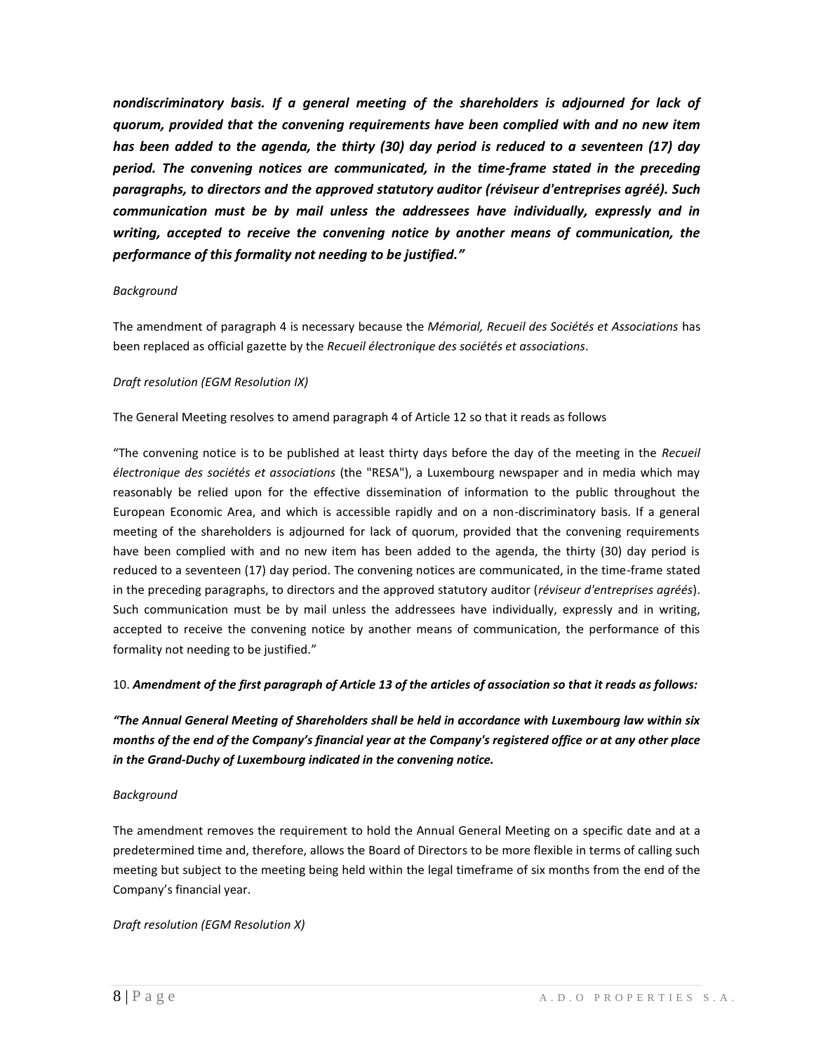***nondiscriminatory basis. If a general meeting of the shareholders is adjourned for lack of quorum, provided that the convening requirements have been complied with and no new item has been added to the agenda, the thirty (30) day period is reduced to a seventeen (17) day period. The convening notices are communicated, in the time-frame stated in the preceding paragraphs, to directors and the approved statutory auditor (réviseur d'entreprises agréé). Such communication must be by mail unless the addressees have individually, expressly and in writing, accepted to receive the convening notice by another means of communication, the performance of this formality not needing to be justified."***

*Background*

The amendment of paragraph 4 is necessary because the *Mémorial, Recueil des Sociétés et Associations* has been replaced as official gazette by the *Recueil électronique des sociétés et associations*.

*Draft resolution (EGM Resolution IX)*

The General Meeting resolves to amend paragraph 4 of Article 12 so that it reads as follows

"The convening notice is to be published at least thirty days before the day of the meeting in the *Recueil électronique des sociétés et associations* (the "RESA"), a Luxembourg newspaper and in media which may reasonably be relied upon for the effective dissemination of information to the public throughout the European Economic Area, and which is accessible rapidly and on a non-discriminatory basis. If a general meeting of the shareholders is adjourned for lack of quorum, provided that the convening requirements have been complied with and no new item has been added to the agenda, the thirty (30) day period is reduced to a seventeen (17) day period. The convening notices are communicated, in the time-frame stated in the preceding paragraphs, to directors and the approved statutory auditor (*réviseur d'entreprises agréés*). Such communication must be by mail unless the addressees have individually, expressly and in writing, accepted to receive the convening notice by another means of communication, the performance of this formality not needing to be justified."

10. ***Amendment of the first paragraph of Article 13 of the articles of association so that it reads as follows:***

***"The Annual General Meeting of Shareholders shall be held in accordance with Luxembourg law within six months of the end of the Company's financial year at the Company's registered office or at any other place in the Grand-Duchy of Luxembourg indicated in the convening notice.***

*Background*

The amendment removes the requirement to hold the Annual General Meeting on a specific date and at a predetermined time and, therefore, allows the Board of Directors to be more flexible in terms of calling such meeting but subject to the meeting being held within the legal timeframe of six months from the end of the Company's financial year.

*Draft resolution (EGM Resolution X)*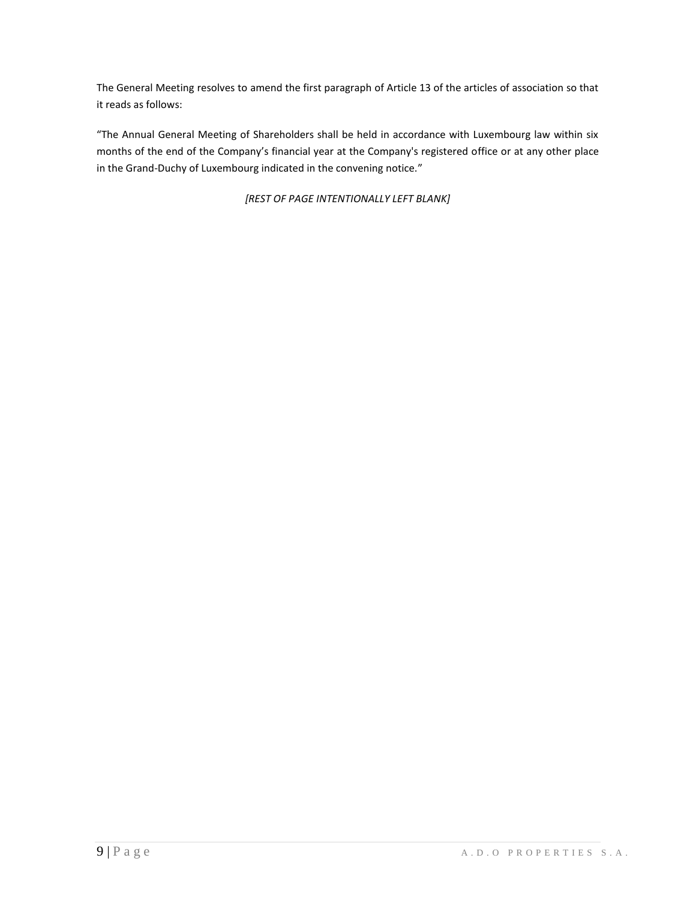The General Meeting resolves to amend the first paragraph of Article 13 of the articles of association so that it reads as follows:

"The Annual General Meeting of Shareholders shall be held in accordance with Luxembourg law within six months of the end of the Company's financial year at the Company's registered office or at any other place in the Grand-Duchy of Luxembourg indicated in the convening notice."

*[REST OF PAGE INTENTIONALLY LEFT BLANK]*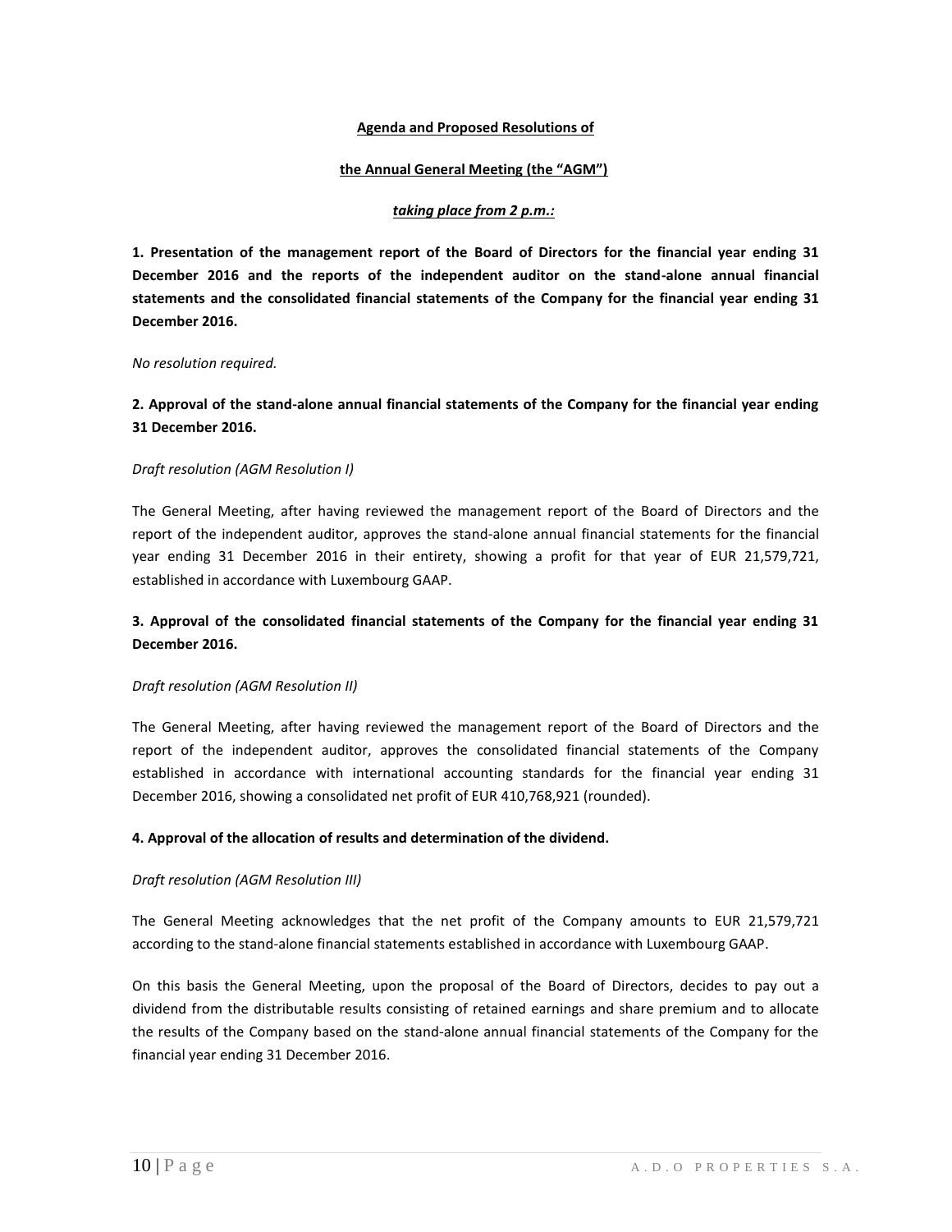**Agenda and Proposed Resolutions of**

**the Annual General Meeting (the "AGM")**

***taking place from 2 p.m.:***

**1. Presentation of the management report of the Board of Directors for the financial year ending 31 December 2016 and the reports of the independent auditor on the stand-alone annual financial statements and the consolidated financial statements of the Company for the financial year ending 31 December 2016.**

*No resolution required.*

**2. Approval of the stand-alone annual financial statements of the Company for the financial year ending 31 December 2016.**

*Draft resolution (AGM Resolution I)*

The General Meeting, after having reviewed the management report of the Board of Directors and the report of the independent auditor, approves the stand-alone annual financial statements for the financial year ending 31 December 2016 in their entirety, showing a profit for that year of EUR 21,579,721, established in accordance with Luxembourg GAAP.

**3. Approval of the consolidated financial statements of the Company for the financial year ending 31 December 2016.**

*Draft resolution (AGM Resolution II)*

The General Meeting, after having reviewed the management report of the Board of Directors and the report of the independent auditor, approves the consolidated financial statements of the Company established in accordance with international accounting standards for the financial year ending 31 December 2016, showing a consolidated net profit of EUR 410,768,921 (rounded).

**4. Approval of the allocation of results and determination of the dividend.**

*Draft resolution (AGM Resolution III)*

The General Meeting acknowledges that the net profit of the Company amounts to EUR 21,579,721 according to the stand-alone financial statements established in accordance with Luxembourg GAAP.

On this basis the General Meeting, upon the proposal of the Board of Directors, decides to pay out a dividend from the distributable results consisting of retained earnings and share premium and to allocate the results of the Company based on the stand-alone annual financial statements of the Company for the financial year ending 31 December 2016.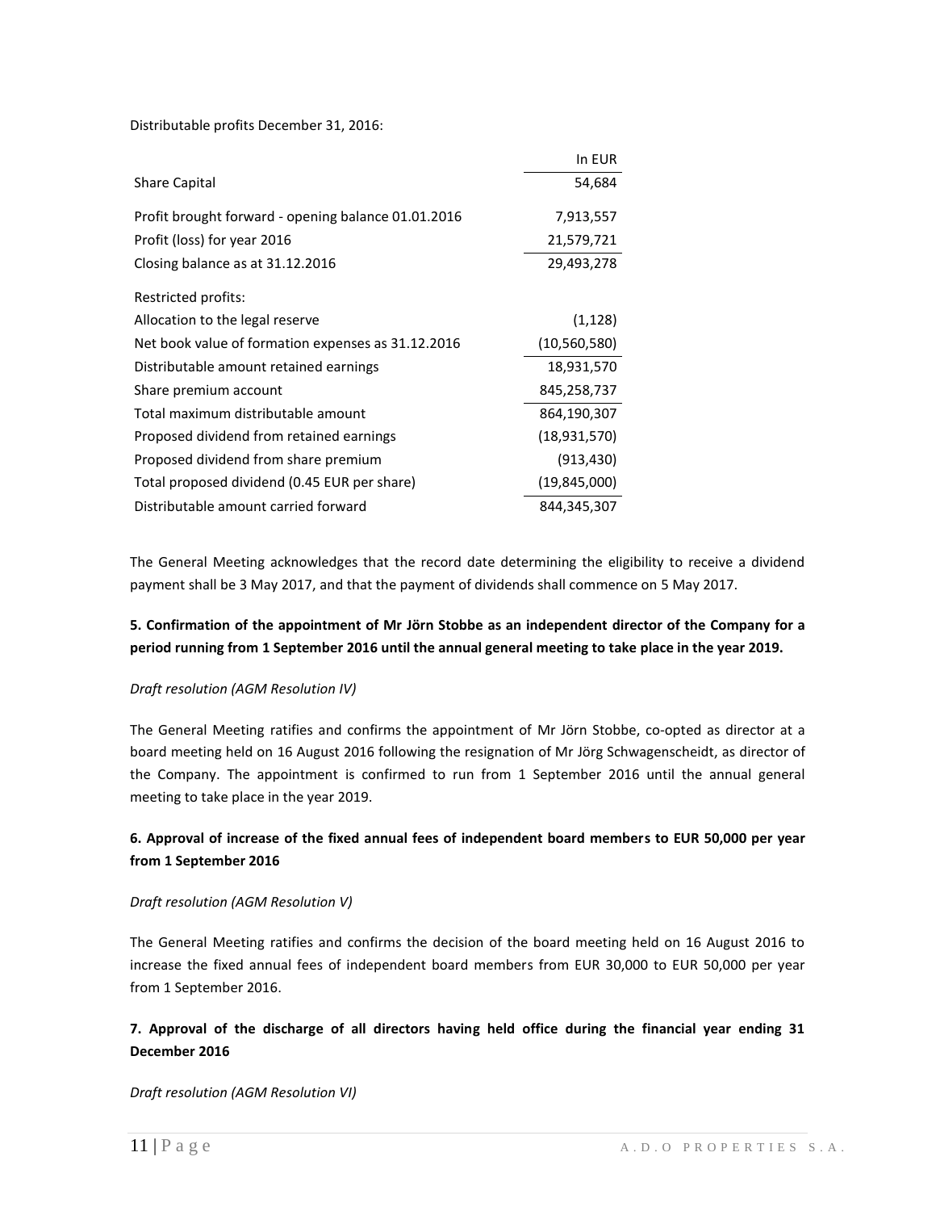Distributable profits December 31, 2016:

| | In EUR |
|---|---|
| Share Capital | 54,684 |
| Profit brought forward - opening balance 01.01.2016 | 7,913,557 |
| Profit (loss) for year 2016 | 21,579,721 |
| Closing balance as at 31.12.2016 | 29,493,278 |
| Restricted profits: | |
| Allocation to the legal reserve | (1,128) |
| Net book value of formation expenses as 31.12.2016 | (10,560,580) |
| Distributable amount retained earnings | 18,931,570 |
| Share premium account | 845,258,737 |
| Total maximum distributable amount | 864,190,307 |
| Proposed dividend from retained earnings | (18,931,570) |
| Proposed dividend from share premium | (913,430) |
| Total proposed dividend (0.45 EUR per share) | (19,845,000) |
| Distributable amount carried forward | 844,345,307 |

The General Meeting acknowledges that the record date determining the eligibility to receive a dividend payment shall be 3 May 2017, and that the payment of dividends shall commence on 5 May 2017.

**5. Confirmation of the appointment of Mr Jörn Stobbe as an independent director of the Company for a period running from 1 September 2016 until the annual general meeting to take place in the year 2019.**

*Draft resolution (AGM Resolution IV)*

The General Meeting ratifies and confirms the appointment of Mr Jörn Stobbe, co-opted as director at a board meeting held on 16 August 2016 following the resignation of Mr Jörg Schwagenscheidt, as director of the Company. The appointment is confirmed to run from 1 September 2016 until the annual general meeting to take place in the year 2019.

**6. Approval of increase of the fixed annual fees of independent board members to EUR 50,000 per year from 1 September 2016**

*Draft resolution (AGM Resolution V)*

The General Meeting ratifies and confirms the decision of the board meeting held on 16 August 2016 to increase the fixed annual fees of independent board members from EUR 30,000 to EUR 50,000 per year from 1 September 2016.

**7. Approval of the discharge of all directors having held office during the financial year ending 31 December 2016**

*Draft resolution (AGM Resolution VI)*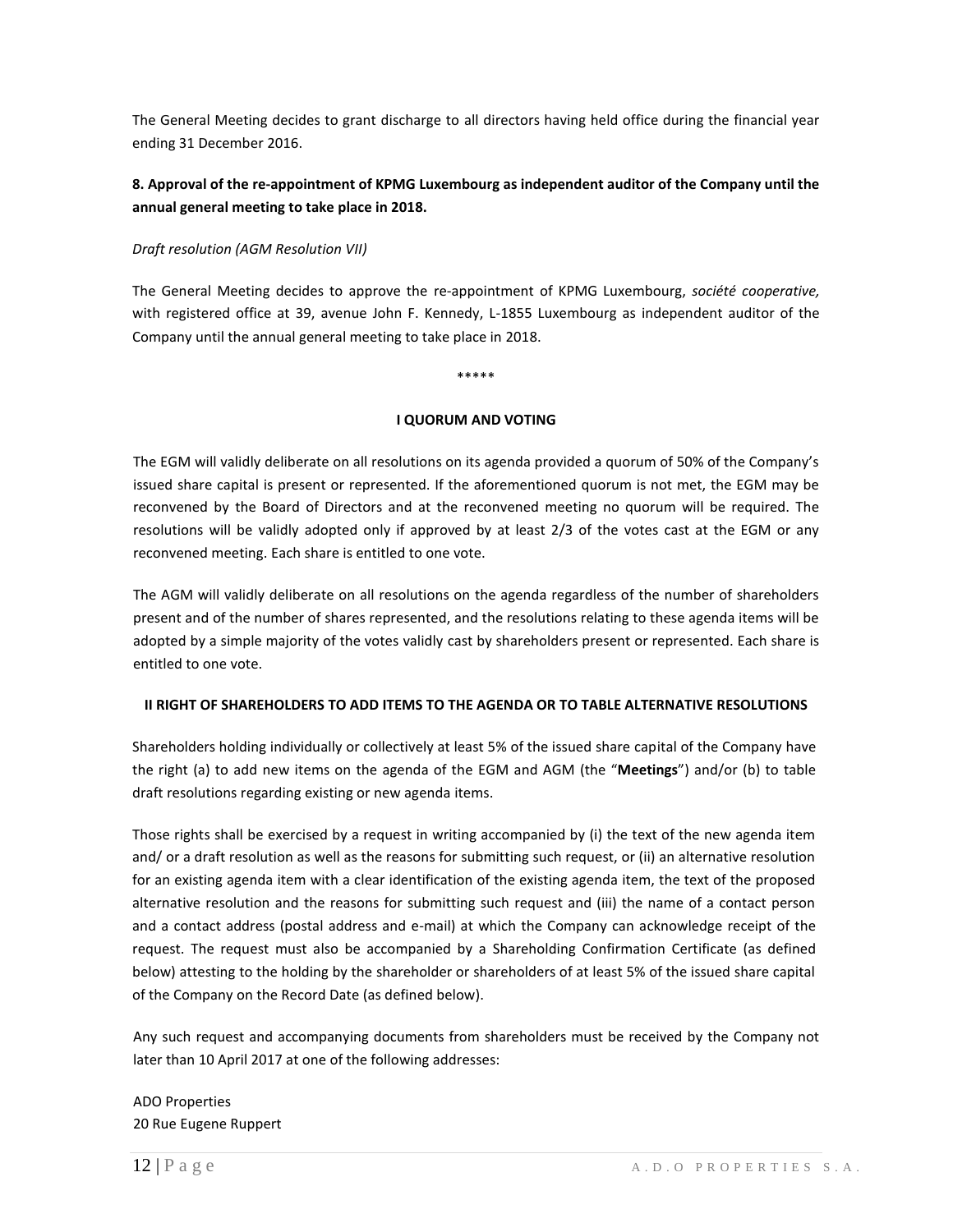The General Meeting decides to grant discharge to all directors having held office during the financial year ending 31 December 2016.

**8. Approval of the re-appointment of KPMG Luxembourg as independent auditor of the Company until the annual general meeting to take place in 2018.**

*Draft resolution (AGM Resolution VII)*

The General Meeting decides to approve the re-appointment of KPMG Luxembourg, *société cooperative,* with registered office at 39, avenue John F. Kennedy, L-1855 Luxembourg as independent auditor of the Company until the annual general meeting to take place in 2018.

*****

**I QUORUM AND VOTING**

The EGM will validly deliberate on all resolutions on its agenda provided a quorum of 50% of the Company's issued share capital is present or represented. If the aforementioned quorum is not met, the EGM may be reconvened by the Board of Directors and at the reconvened meeting no quorum will be required. The resolutions will be validly adopted only if approved by at least 2/3 of the votes cast at the EGM or any reconvened meeting. Each share is entitled to one vote.

The AGM will validly deliberate on all resolutions on the agenda regardless of the number of shareholders present and of the number of shares represented, and the resolutions relating to these agenda items will be adopted by a simple majority of the votes validly cast by shareholders present or represented. Each share is entitled to one vote.

**II RIGHT OF SHAREHOLDERS TO ADD ITEMS TO THE AGENDA OR TO TABLE ALTERNATIVE RESOLUTIONS**

Shareholders holding individually or collectively at least 5% of the issued share capital of the Company have the right (a) to add new items on the agenda of the EGM and AGM (the "**Meetings**") and/or (b) to table draft resolutions regarding existing or new agenda items.

Those rights shall be exercised by a request in writing accompanied by (i) the text of the new agenda item and/ or a draft resolution as well as the reasons for submitting such request, or (ii) an alternative resolution for an existing agenda item with a clear identification of the existing agenda item, the text of the proposed alternative resolution and the reasons for submitting such request and (iii) the name of a contact person and a contact address (postal address and e-mail) at which the Company can acknowledge receipt of the request. The request must also be accompanied by a Shareholding Confirmation Certificate (as defined below) attesting to the holding by the shareholder or shareholders of at least 5% of the issued share capital of the Company on the Record Date (as defined below).

Any such request and accompanying documents from shareholders must be received by the Company not later than 10 April 2017 at one of the following addresses:

ADO Properties
20 Rue Eugene Ruppert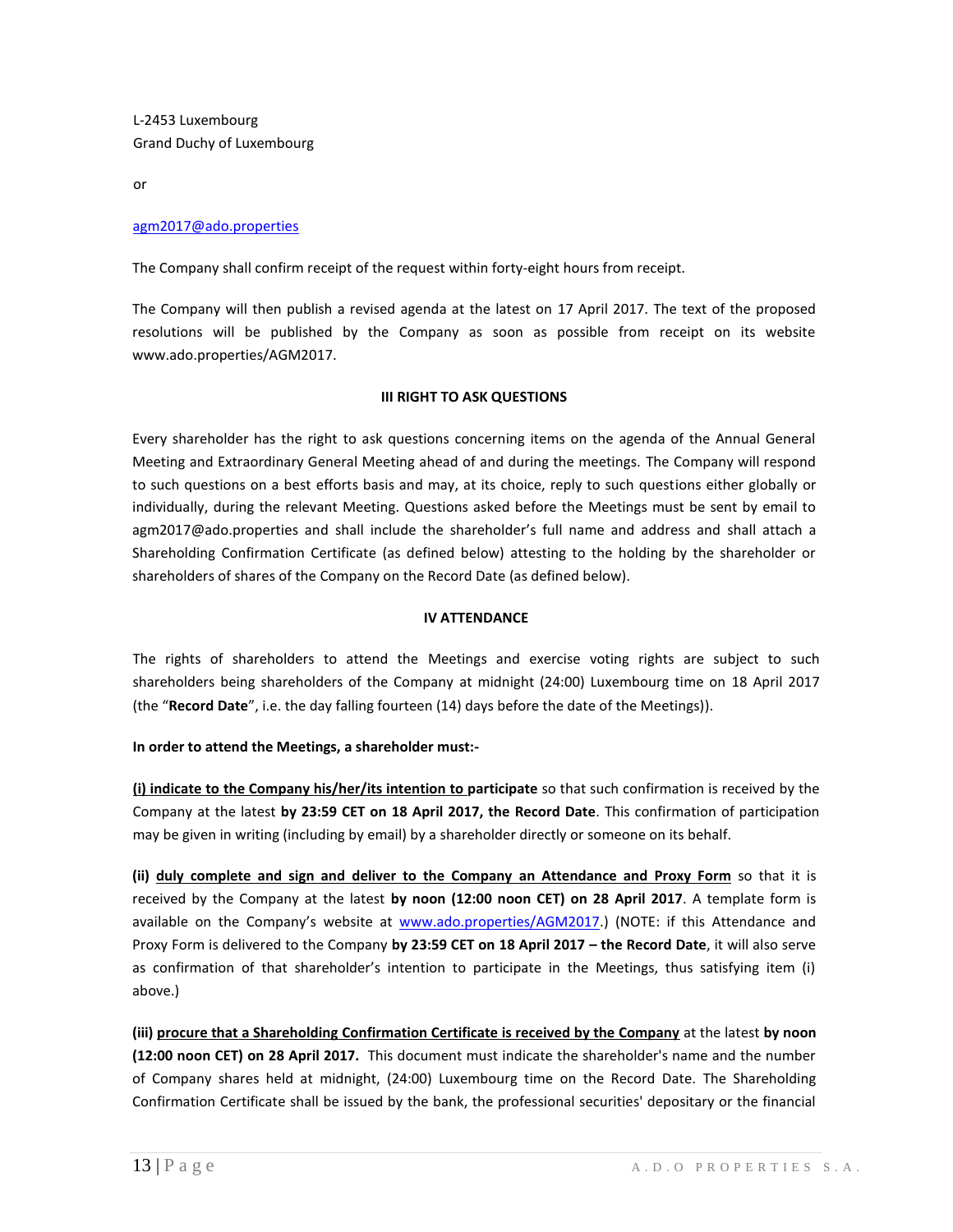L-2453 Luxembourg
Grand Duchy of Luxembourg

or

agm2017@ado.properties

The Company shall confirm receipt of the request within forty-eight hours from receipt.

The Company will then publish a revised agenda at the latest on 17 April 2017. The text of the proposed resolutions will be published by the Company as soon as possible from receipt on its website www.ado.properties/AGM2017.

**III RIGHT TO ASK QUESTIONS**

Every shareholder has the right to ask questions concerning items on the agenda of the Annual General Meeting and Extraordinary General Meeting ahead of and during the meetings. The Company will respond to such questions on a best efforts basis and may, at its choice, reply to such questions either globally or individually, during the relevant Meeting. Questions asked before the Meetings must be sent by email to agm2017@ado.properties and shall include the shareholder's full name and address and shall attach a Shareholding Confirmation Certificate (as defined below) attesting to the holding by the shareholder or shareholders of shares of the Company on the Record Date (as defined below).

**IV ATTENDANCE**

The rights of shareholders to attend the Meetings and exercise voting rights are subject to such shareholders being shareholders of the Company at midnight (24:00) Luxembourg time on 18 April 2017 (the "**Record Date**", i.e. the day falling fourteen (14) days before the date of the Meetings)).

**In order to attend the Meetings, a shareholder must:-**

**(i) indicate to the Company his/her/its intention to participate** so that such confirmation is received by the Company at the latest **by 23:59 CET on 18 April 2017, the Record Date**. This confirmation of participation may be given in writing (including by email) by a shareholder directly or someone on its behalf.

**(ii) duly complete and sign and deliver to the Company an Attendance and Proxy Form** so that it is received by the Company at the latest **by noon (12:00 noon CET) on 28 April 2017**. A template form is available on the Company's website at www.ado.properties/AGM2017.) (NOTE: if this Attendance and Proxy Form is delivered to the Company **by 23:59 CET on 18 April 2017 – the Record Date**, it will also serve as confirmation of that shareholder's intention to participate in the Meetings, thus satisfying item (i) above.)

**(iii) procure that a Shareholding Confirmation Certificate is received by the Company** at the latest **by noon (12:00 noon CET) on 28 April 2017.** This document must indicate the shareholder's name and the number of Company shares held at midnight, (24:00) Luxembourg time on the Record Date. The Shareholding Confirmation Certificate shall be issued by the bank, the professional securities' depositary or the financial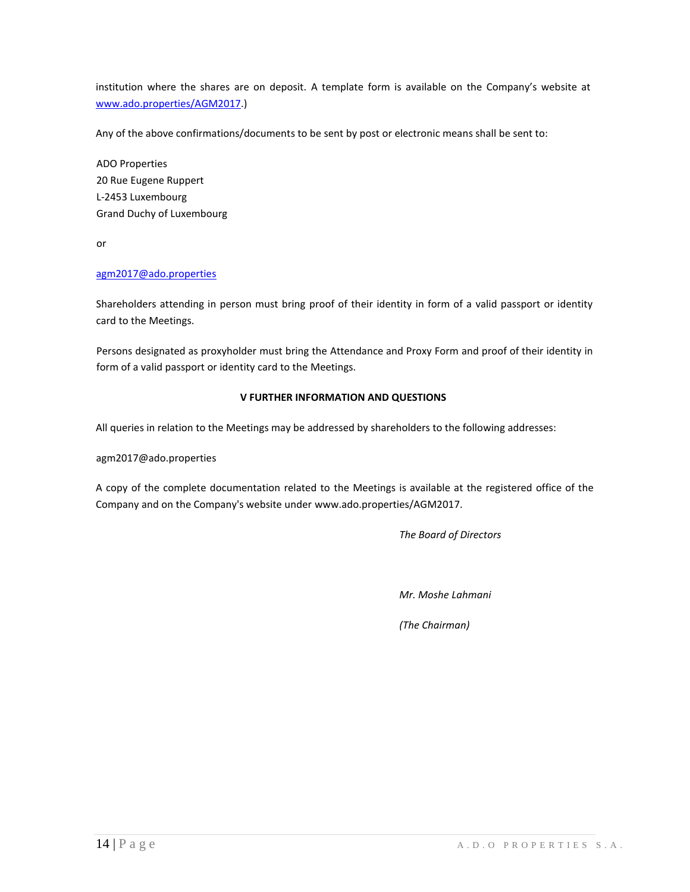institution where the shares are on deposit. A template form is available on the Company's website at www.ado.properties/AGM2017.)

Any of the above confirmations/documents to be sent by post or electronic means shall be sent to:

ADO Properties
20 Rue Eugene Ruppert
L-2453 Luxembourg
Grand Duchy of Luxembourg

or

agm2017@ado.properties

Shareholders attending in person must bring proof of their identity in form of a valid passport or identity card to the Meetings.

Persons designated as proxyholder must bring the Attendance and Proxy Form and proof of their identity in form of a valid passport or identity card to the Meetings.

**V FURTHER INFORMATION AND QUESTIONS**

All queries in relation to the Meetings may be addressed by shareholders to the following addresses:

agm2017@ado.properties

A copy of the complete documentation related to the Meetings is available at the registered office of the Company and on the Company's website under www.ado.properties/AGM2017.

*The Board of Directors*

*Mr. Moshe Lahmani*

*(The Chairman)*